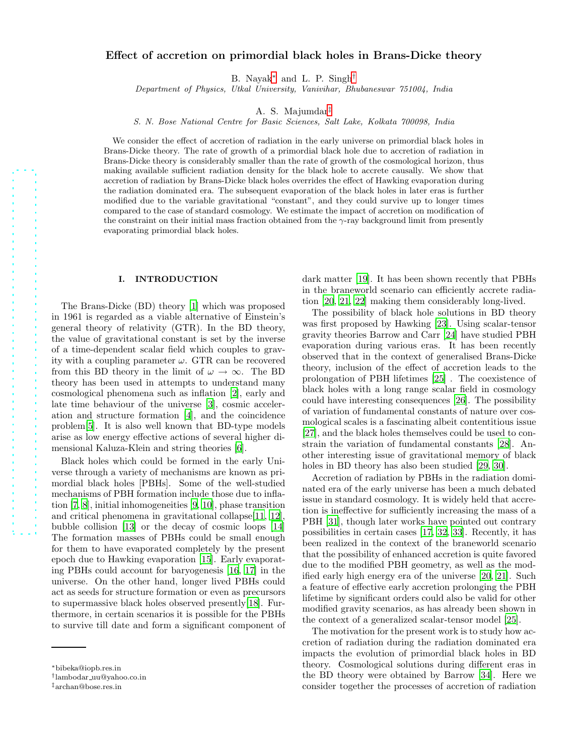# Effect of accretion on primordial black holes in Brans-Dicke theory

B. Nayak[*] and L. P. Singh[†]

*Department of Physics, Utkal University, Vanivihar, Bhubaneswar 751004, India*

A. S. Majumdar[‡]

*S. N. Bose National Centre for Basic Sciences, Salt Lake, Kolkata 700098, India*

We consider the effect of accretion of radiation in the early universe on primordial black holes in Brans-Dicke theory. The rate of growth of a primordial black hole due to accretion of radiation in Brans-Dicke theory is considerably smaller than the rate of growth of the cosmological horizon, thus making available sufficient radiation density for the black hole to accrete causally. We show that accretion of radiation by Brans-Dicke black holes overrides the effect of Hawking evaporation during the radiation dominated era. The subsequent evaporation of the black holes in later eras is further modified due to the variable gravitational "constant", and they could survive up to longer times compared to the case of standard cosmology. We estimate the impact of accretion on modification of the constraint on their initial mass fraction obtained from the $\gamma$-ray background limit from presently evaporating primordial black holes.

## I. INTRODUCTION

The Brans-Dicke (BD) theory [1] which was proposed in 1961 is regarded as a viable alternative of Einstein's general theory of relativity (GTR). In the BD theory, the value of gravitational constant is set by the inverse of a time-dependent scalar field which couples to gravity with a coupling parameter $\omega$. GTR can be recovered from this BD theory in the limit of $\omega \to \infty$. The BD theory has been used in attempts to understand many cosmological phenomena such as inflation [2], early and late time behaviour of the universe [3], cosmic acceleration and structure formation [4], and the coincidence problem[5]. It is also well known that BD-type models arise as low energy effective actions of several higher dimensional Kaluza-Klein and string theories [6].

Black holes which could be formed in the early Universe through a variety of mechanisms are known as primordial black holes [PBHs]. Some of the well-studied mechanisms of PBH formation include those due to inflation [7, 8], initial inhomogeneities [9, 10], phase transition and critical phenomena in gravitational collapse[11, 12], bubble collision [13] or the decay of cosmic loops [14] The formation masses of PBHs could be small enough for them to have evaporated completely by the present epoch due to Hawking evaporation [15]. Early evaporating PBHs could account for baryogenesis [16, 17] in the universe. On the other hand, longer lived PBHs could act as seeds for structure formation or even as precursors to supermassive black holes observed presently[18]. Furthermore, in certain scenarios it is possible for the PBHs to survive till date and form a significant component of dark matter [19]. It has been shown recently that PBHs in the braneworld scenario can efficiently accrete radiation [20, 21, 22] making them considerably long-lived.

The possibility of black hole solutions in BD theory was first proposed by Hawking [23]. Using scalar-tensor gravity theories Barrow and Carr [24] have studied PBH evaporation during various eras. It has been recently observed that in the context of generalised Brans-Dicke theory, inclusion of the effect of accretion leads to the prolongation of PBH lifetimes [25] . The coexistence of black holes with a long range scalar field in cosmology could have interesting consequences [26]. The possibility of variation of fundamental constants of nature over cosmological scales is a fascinating albeit contentitious issue [27], and the black holes themselves could be used to constrain the variation of fundamental constants [28]. Another interesting issue of gravitational memory of black holes in BD theory has also been studied [29, 30].

Accretion of radiation by PBHs in the radiation dominated era of the early universe has been a much debated issue in standard cosmology. It is widely held that accretion is ineffective for sufficiently increasing the mass of a PBH [31], though later works have pointed out contrary possibilities in certain cases [17, 32, 33]. Recently, it has been realized in the context of the braneworld scenario that the possibility of enhanced accretion is quite favored due to the modified PBH geometry, as well as the modified early high energy era of the universe [20, 21]. Such a feature of effective early accretion prolonging the PBH lifetime by significant orders could also be valid for other modified gravity scenarios, as has already been shown in the context of a generalized scalar-tensor model [25].

The motivation for the present work is to study how accretion of radiation during the radiation dominated era impacts the evolution of primordial black holes in BD theory. Cosmological solutions during different eras in the BD theory were obtained by Barrow [34]. Here we consider together the processes of accretion of radiation

---

[*]bibeka@iopb.res.in

[†]lambodar_uu@yahoo.co.in

[‡]archan@bose.res.in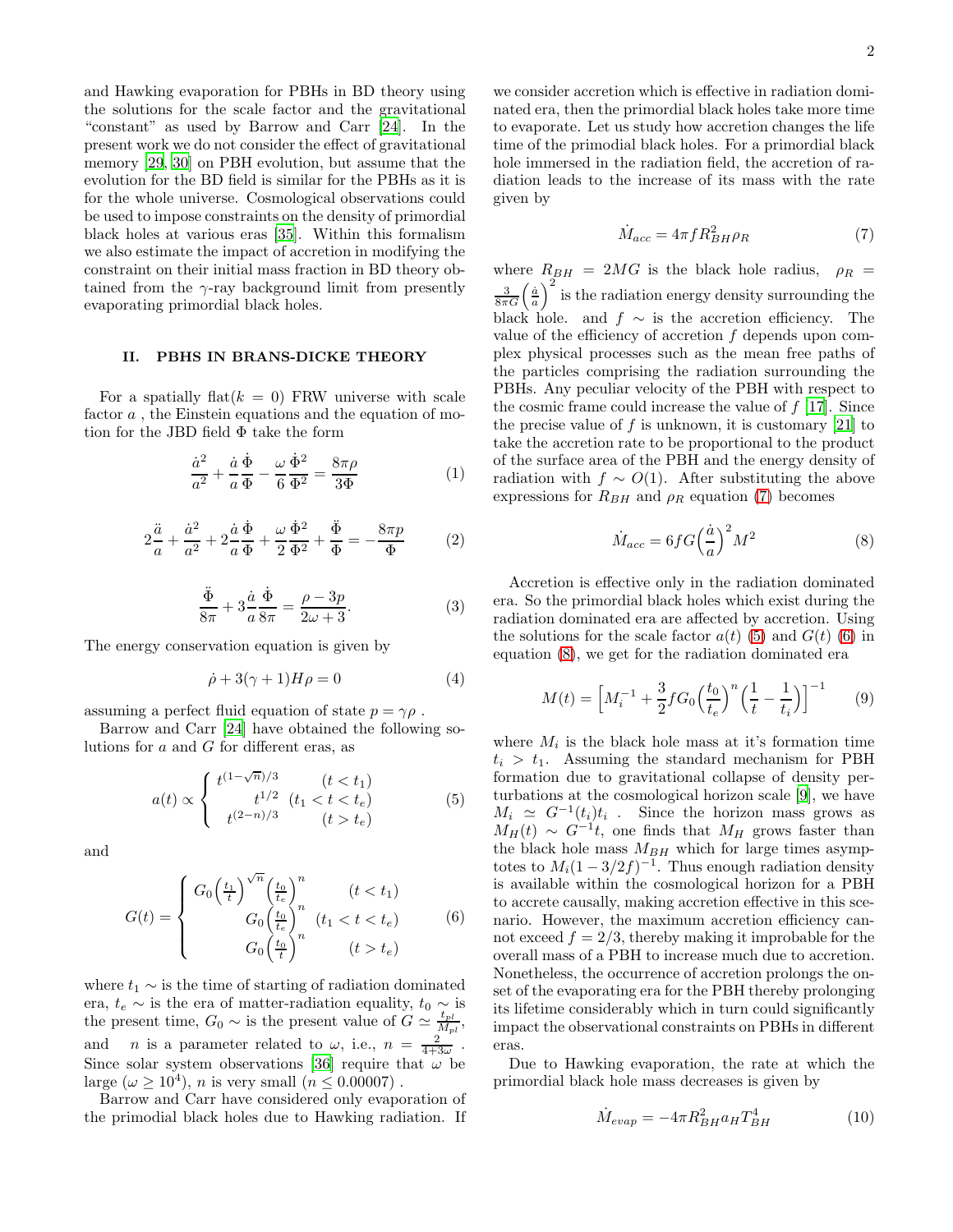and Hawking evaporation for PBHs in BD theory using the solutions for the scale factor and the gravitational "constant" as used by Barrow and Carr [24]. In the present work we do not consider the effect of gravitational memory [29, 30] on PBH evolution, but assume that the evolution for the BD field is similar for the PBHs as it is for the whole universe. Cosmological observations could be used to impose constraints on the density of primordial black holes at various eras [35]. Within this formalism we also estimate the impact of accretion in modifying the constraint on their initial mass fraction in BD theory obtained from the $\gamma$-ray background limit from presently evaporating primordial black holes.

## II. PBHS IN BRANS-DICKE THEORY

For a spatially flat($k = 0$) FRW universe with scale factor $a$ , the Einstein equations and the equation of motion for the JBD field $\Phi$ take the form

$$\frac{\dot{a}^2}{a^2} + \frac{\dot{a}}{a}\frac{\dot{\Phi}}{\Phi} - \frac{\omega}{6}\frac{\dot{\Phi}^2}{\Phi^2} = \frac{8\pi\rho}{3\Phi} \tag{1}$$

$$2\frac{\ddot{a}}{a} + \frac{\dot{a}^2}{a^2} + 2\frac{\dot{a}}{a}\frac{\dot{\Phi}}{\Phi} + \frac{\omega}{2}\frac{\dot{\Phi}^2}{\Phi^2} + \frac{\ddot{\Phi}}{\Phi} = -\frac{8\pi p}{\Phi} \tag{2}$$

$$\frac{\ddot{\Phi}}{8\pi} + 3\frac{\dot{a}}{a}\frac{\dot{\Phi}}{8\pi} = \frac{\rho - 3p}{2\omega + 3}. \tag{3}$$

The energy conservation equation is given by

$$\dot{\rho} + 3(\gamma + 1)H\rho = 0 \tag{4}$$

assuming a perfect fluid equation of state $p = \gamma\rho$ .

Barrow and Carr [24] have obtained the following solutions for $a$ and $G$ for different eras, as

$$a(t) \propto \begin{cases} t^{(1-\sqrt{n})/3} & (t < t_1) \\ t^{1/2} & (t_1 < t < t_e) \\ t^{(2-n)/3} & (t > t_e) \end{cases} \tag{5}$$

and

$$G(t) = \begin{cases} G_0\left(\frac{t_1}{t}\right)^{\sqrt{n}}\left(\frac{t_0}{t_e}\right)^n & (t < t_1) \\ G_0\left(\frac{t_0}{t_e}\right)^n & (t_1 < t < t_e) \\ G_0\left(\frac{t_0}{t}\right)^n & (t > t_e) \end{cases} \tag{6}$$

where $t_1 \sim$ is the time of starting of radiation dominated era, $t_e \sim$ is the era of matter-radiation equality, $t_0 \sim$ is the present time, $G_0 \sim$ is the present value of $G \simeq \frac{t_{pl}}{M_{pl}}$, and $n$ is a parameter related to $\omega$, i.e., $n = \frac{2}{4+3\omega}$ . Since solar system observations [36] require that $\omega$ be large ($\omega \geq 10^4$), $n$ is very small ($n \leq 0.00007$) .

Barrow and Carr have considered only evaporation of the primodial black holes due to Hawking radiation. If we consider accretion which is effective in radiation dominated era, then the primordial black holes take more time to evaporate. Let us study how accretion changes the life time of the primodial black holes. For a primordial black hole immersed in the radiation field, the accretion of radiation leads to the increase of its mass with the rate given by

$$\dot{M}_{acc} = 4\pi f R_{BH}^2 \rho_R \tag{7}$$

where $R_{BH} = 2MG$ is the black hole radius, $\rho_R = \frac{3}{8\pi G}\left(\frac{\dot{a}}{a}\right)^2$ is the radiation energy density surrounding the black hole. and $f \sim$ is the accretion efficiency. The value of the efficiency of accretion $f$ depends upon complex physical processes such as the mean free paths of the particles comprising the radiation surrounding the PBHs. Any peculiar velocity of the PBH with respect to the cosmic frame could increase the value of $f$ [17]. Since the precise value of $f$ is unknown, it is customary [21] to take the accretion rate to be proportional to the product of the surface area of the PBH and the energy density of radiation with $f \sim O(1)$. After substituting the above expressions for $R_{BH}$ and $\rho_R$ equation (7) becomes

$$\dot{M}_{acc} = 6fG\left(\frac{\dot{a}}{a}\right)^2 M^2 \tag{8}$$

Accretion is effective only in the radiation dominated era. So the primordial black holes which exist during the radiation dominated era are affected by accretion. Using the solutions for the scale factor $a(t)$ (5) and $G(t)$ (6) in equation (8), we get for the radiation dominated era

$$M(t) = \left[M_i^{-1} + \frac{3}{2}fG_0\left(\frac{t_0}{t_e}\right)^n\left(\frac{1}{t} - \frac{1}{t_i}\right)\right]^{-1} \tag{9}$$

where $M_i$ is the black hole mass at it's formation time $t_i > t_1$. Assuming the standard mechanism for PBH formation due to gravitational collapse of density perturbations at the cosmological horizon scale [9], we have $M_i \simeq G^{-1}(t_i)t_i$ . Since the horizon mass grows as $M_H(t) \sim G^{-1}t$, one finds that $M_H$ grows faster than the black hole mass $M_{BH}$ which for large times asymptotes to $M_i(1 - 3/2f)^{-1}$. Thus enough radiation density is available within the cosmological horizon for a PBH to accrete causally, making accretion effective in this scenario. However, the maximum accretion efficiency cannot exceed $f = 2/3$, thereby making it improbable for the overall mass of a PBH to increase much due to accretion. Nonetheless, the occurrence of accretion prolongs the onset of the evaporating era for the PBH thereby prolonging its lifetime considerably which in turn could significantly impact the observational constraints on PBHs in different eras.

Due to Hawking evaporation, the rate at which the primordial black hole mass decreases is given by

$$\dot{M}_{evap} = -4\pi R_{BH}^2 a_H T_{BH}^4 \tag{10}$$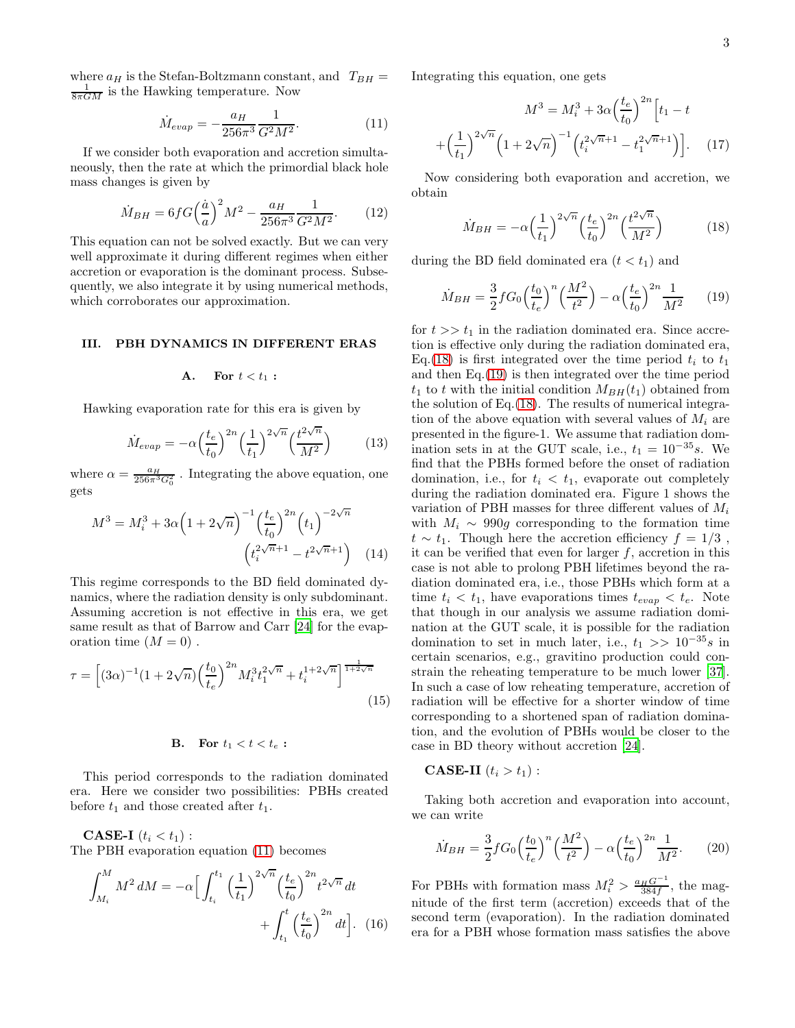where $a_H$ is the Stefan-Boltzmann constant, and $T_{BH} = \frac{1}{8\pi GM}$ is the Hawking temperature. Now

$$\dot{M}_{evap} = -\frac{a_H}{256\pi^3}\frac{1}{G^2M^2}. \tag{11}$$

If we consider both evaporation and accretion simultaneously, then the rate at which the primordial black hole mass changes is given by

$$\dot{M}_{BH} = 6fG\Big(\frac{\dot{a}}{a}\Big)^2 M^2 - \frac{a_H}{256\pi^3}\frac{1}{G^2M^2}. \tag{12}$$

This equation can not be solved exactly. But we can very well approximate it during different regimes when either accretion or evaporation is the dominant process. Subsequently, we also integrate it by using numerical methods, which corroborates our approximation.

## III. PBH DYNAMICS IN DIFFERENT ERAS

### A. For $t < t_1$ :

Hawking evaporation rate for this era is given by

$$\dot{M}_{evap} = -\alpha\Big(\frac{t_e}{t_0}\Big)^{2n}\Big(\frac{1}{t_1}\Big)^{2\sqrt{n}}\Big(\frac{t^{2\sqrt{n}}}{M^2}\Big) \tag{13}$$

where $\alpha = \frac{a_H}{256\pi^3 G_0^2}$ . Integrating the above equation, one gets

$$M^3 = M_i^3 + 3\alpha\Big(1+2\sqrt{n}\Big)^{-1}\Big(\frac{t_e}{t_0}\Big)^{2n}\Big(t_1\Big)^{-2\sqrt{n}} \Big(t_i^{2\sqrt{n}+1} - t^{2\sqrt{n}+1}\Big) \tag{14}$$

This regime corresponds to the BD field dominated dynamics, where the radiation density is only subdominant. Assuming accretion is not effective in this era, we get same result as that of Barrow and Carr [24] for the evaporation time $(M=0)$ .

$$\tau = \Big[(3\alpha)^{-1}(1+2\sqrt{n})\Big(\frac{t_0}{t_e}\Big)^{2n} M_i^3 t_1^{2\sqrt{n}} + t_i^{1+2\sqrt{n}}\Big]^{\frac{1}{1+2\sqrt{n}}} \tag{15}$$

### B. For $t_1 < t < t_e$ :

This period corresponds to the radiation dominated era. Here we consider two possibilities: PBHs created before $t_1$ and those created after $t_1$.

**CASE-I** $(t_i < t_1)$ :
The PBH evaporation equation (11) becomes

$$\int_{M_i}^{M} M^2\, dM = -\alpha\Big[\int_{t_i}^{t_1}\Big(\frac{1}{t_1}\Big)^{2\sqrt{n}}\Big(\frac{t_e}{t_0}\Big)^{2n} t^{2\sqrt{n}}\, dt + \int_{t_1}^{t}\Big(\frac{t_e}{t_0}\Big)^{2n} dt\Big]. \tag{16}$$

Integrating this equation, one gets

$$M^3 = M_i^3 + 3\alpha\Big(\frac{t_e}{t_0}\Big)^{2n}\Big[t_1 - t + \Big(\frac{1}{t_1}\Big)^{2\sqrt{n}}\Big(1+2\sqrt{n}\Big)^{-1}\Big(t_i^{2\sqrt{n}+1} - t_1^{2\sqrt{n}+1}\Big)\Big]. \tag{17}$$

Now considering both evaporation and accretion, we obtain

$$\dot{M}_{BH} = -\alpha\Big(\frac{1}{t_1}\Big)^{2\sqrt{n}}\Big(\frac{t_e}{t_0}\Big)^{2n}\Big(\frac{t^{2\sqrt{n}}}{M^2}\Big) \tag{18}$$

during the BD field dominated era $(t < t_1)$ and

$$\dot{M}_{BH} = \frac{3}{2}fG_0\Big(\frac{t_0}{t_e}\Big)^{n}\Big(\frac{M^2}{t^2}\Big) - \alpha\Big(\frac{t_e}{t_0}\Big)^{2n}\frac{1}{M^2} \tag{19}$$

for $t >> t_1$ in the radiation dominated era. Since accretion is effective only during the radiation dominated era, Eq.(18) is first integrated over the time period $t_i$ to $t_1$ and then Eq.(19) is then integrated over the time period $t_1$ to $t$ with the initial condition $M_{BH}(t_1)$ obtained from the solution of Eq.(18). The results of numerical integration of the above equation with several values of $M_i$ are presented in the figure-1. We assume that radiation domination sets in at the GUT scale, i.e., $t_1 = 10^{-35}s$. We find that the PBHs formed before the onset of radiation domination, i.e., for $t_i < t_1$, evaporate out completely during the radiation dominated era. Figure 1 shows the variation of PBH masses for three different values of $M_i$ with $M_i \sim 990g$ corresponding to the formation time $t \sim t_1$. Though here the accretion efficiency $f = 1/3$ , it can be verified that even for larger $f$, accretion in this case is not able to prolong PBH lifetimes beyond the radiation dominated era, i.e., those PBHs which form at a time $t_i < t_1$, have evaporations times $t_{evap} < t_e$. Note that though in our analysis we assume radiation domination at the GUT scale, it is possible for the radiation domination to set in much later, i.e., $t_1 >> 10^{-35}s$ in certain scenarios, e.g., gravitino production could constrain the reheating temperature to be much lower [37]. In such a case of low reheating temperature, accretion of radiation will be effective for a shorter window of time corresponding to a shortened span of radiation domination, and the evolution of PBHs would be closer to the case in BD theory without accretion [24].

**CASE-II** $(t_i > t_1)$ :

Taking both accretion and evaporation into account, we can write

$$\dot{M}_{BH} = \frac{3}{2}fG_0\Big(\frac{t_0}{t_e}\Big)^{n}\Big(\frac{M^2}{t^2}\Big) - \alpha\Big(\frac{t_e}{t_0}\Big)^{2n}\frac{1}{M^2}. \tag{20}$$

For PBHs with formation mass $M_i^2 > \frac{a_H G^{-1}}{384f}$, the magnitude of the first term (accretion) exceeds that of the second term (evaporation). In the radiation dominated era for a PBH whose formation mass satisfies the above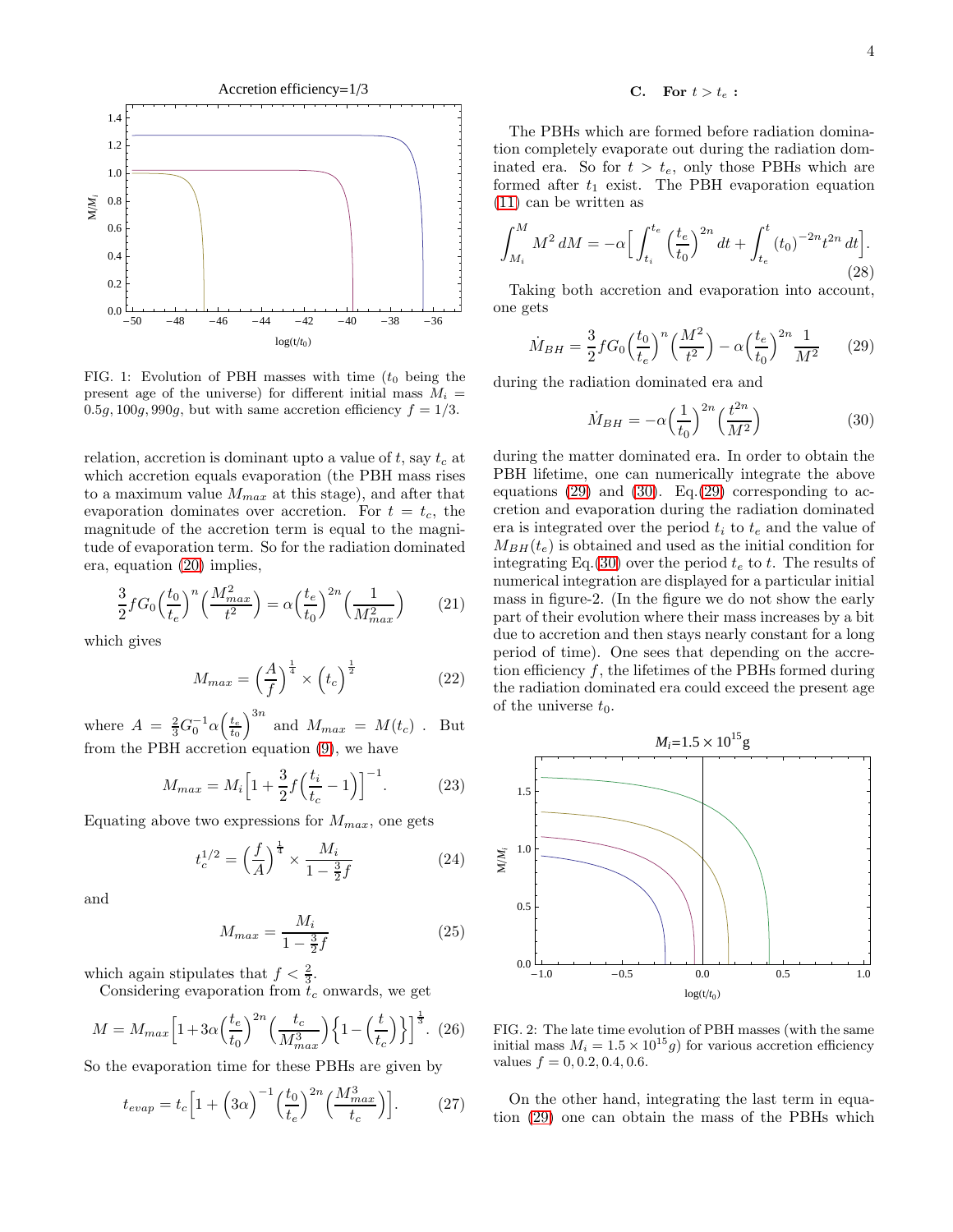FIG. 1: Evolution of PBH masses with time ($t_0$ being the present age of the universe) for different initial mass $M_i = 0.5g, 100g, 990g$, but with same accretion efficiency $f = 1/3$.

relation, accretion is dominant upto a value of $t$, say $t_c$ at which accretion equals evaporation (the PBH mass rises to a maximum value $M_{max}$ at this stage), and after that evaporation dominates over accretion. For $t = t_c$, the magnitude of the accretion term is equal to the magnitude of evaporation term. So for the radiation dominated era, equation (20) implies,

$$\frac{3}{2}fG_0\Big(\frac{t_0}{t_e}\Big)^n\Big(\frac{M_{max}^2}{t^2}\Big) = \alpha\Big(\frac{t_e}{t_0}\Big)^{2n}\Big(\frac{1}{M_{max}^2}\Big) \tag{21}$$

which gives

$$M_{max} = \Big(\frac{A}{f}\Big)^{\frac{1}{4}} \times \Big(t_c\Big)^{\frac{1}{2}} \tag{22}$$

where $A = \frac{2}{3}G_0^{-1}\alpha\Big(\frac{t_e}{t_0}\Big)^{3n}$ and $M_{max} = M(t_c)$ . But from the PBH accretion equation (9), we have

$$M_{max} = M_i\Big[1 + \frac{3}{2}f\Big(\frac{t_i}{t_c} - 1\Big)\Big]^{-1}. \tag{23}$$

Equating above two expressions for $M_{max}$, one gets

$$t_c^{1/2} = \Big(\frac{f}{A}\Big)^{\frac{1}{4}} \times \frac{M_i}{1 - \frac{3}{2}f} \tag{24}$$

and

$$M_{max} = \frac{M_i}{1 - \frac{3}{2}f} \tag{25}$$

which again stipulates that $f < \frac{2}{3}$.

Considering evaporation from $t_c$ onwards, we get

$$M = M_{max}\Big[1 + 3\alpha\Big(\frac{t_e}{t_0}\Big)^{2n}\Big(\frac{t_c}{M_{max}^3}\Big)\Big\{1 - \Big(\frac{t}{t_c}\Big)\Big\}\Big]^{\frac{1}{3}}. \tag{26}$$

So the evaporation time for these PBHs are given by

$$t_{evap} = t_c\Big[1 + \Big(3\alpha\Big)^{-1}\Big(\frac{t_0}{t_e}\Big)^{2n}\Big(\frac{M_{max}^3}{t_c}\Big)\Big]. \tag{27}$$

### C. For $t > t_e$ :

The PBHs which are formed before radiation domination completely evaporate out during the radiation dominated era. So for $t > t_e$, only those PBHs which are formed after $t_1$ exist. The PBH evaporation equation (11) can be written as

$$\int_{M_i}^{M} M^2\, dM = -\alpha\Big[\int_{t_i}^{t_e}\Big(\frac{t_e}{t_0}\Big)^{2n} dt + \int_{t_e}^{t}(t_0)^{-2n}t^{2n}\, dt\Big]. \tag{28}$$

Taking both accretion and evaporation into account, one gets

$$\dot{M}_{BH} = \frac{3}{2}fG_0\Big(\frac{t_0}{t_e}\Big)^n\Big(\frac{M^2}{t^2}\Big) - \alpha\Big(\frac{t_e}{t_0}\Big)^{2n}\frac{1}{M^2} \tag{29}$$

during the radiation dominated era and

$$\dot{M}_{BH} = -\alpha\Big(\frac{1}{t_0}\Big)^{2n}\Big(\frac{t^{2n}}{M^2}\Big) \tag{30}$$

during the matter dominated era. In order to obtain the PBH lifetime, one can numerically integrate the above equations (29) and (30). Eq.(29) corresponding to accretion and evaporation during the radiation dominated era is integrated over the period $t_i$ to $t_e$ and the value of $M_{BH}(t_e)$ is obtained and used as the initial condition for integrating Eq.(30) over the period $t_e$ to $t$. The results of numerical integration are displayed for a particular initial mass in figure-2. (In the figure we do not show the early part of their evolution where their mass increases by a bit due to accretion and then stays nearly constant for a long period of time). One sees that depending on the accretion efficiency $f$, the lifetimes of the PBHs formed during the radiation dominated era could exceed the present age of the universe $t_0$.

FIG. 2: The late time evolution of PBH masses (with the same initial mass $M_i = 1.5 \times 10^{15}g$) for various accretion efficiency values $f = 0, 0.2, 0.4, 0.6$.

On the other hand, integrating the last term in equation (29) one can obtain the mass of the PBHs which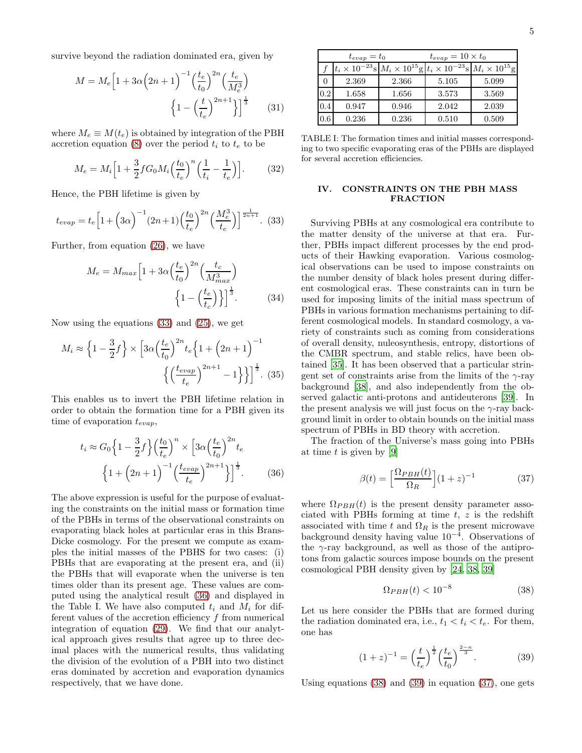survive beyond the radiation dominated era, given by

$$M = M_e\Big[1 + 3\alpha\Big(2n+1\Big)^{-1}\Big(\frac{t_e}{t_0}\Big)^{2n}\Big(\frac{t_e}{M_e^3}\Big)\Big\{1-\Big(\frac{t}{t_e}\Big)^{2n+1}\Big\}\Big]^{\frac{1}{3}} \qquad (31)$$

where $M_e \equiv M(t_e)$ is obtained by integration of the PBH accretion equation (8) over the period $t_i$ to $t_e$ to be

$$M_e = M_i\Big[1 + \frac{3}{2}fG_0M_i\Big(\frac{t_0}{t_e}\Big)^n\Big(\frac{1}{t_i}-\frac{1}{t_e}\Big)\Big]. \qquad (32)$$

Hence, the PBH lifetime is given by

$$t_{evap} = t_e\Big[1+\Big(3\alpha\Big)^{-1}(2n+1)\Big(\frac{t_0}{t_e}\Big)^{2n}\Big(\frac{M_e^3}{t_e}\Big)\Big]^{\frac{1}{2n+1}}. \qquad (33)$$

Further, from equation (26), we have

$$M_e = M_{max}\Big[1+3\alpha\Big(\frac{t_e}{t_0}\Big)^{2n}\Big(\frac{t_c}{M_{max}^3}\Big)\Big\{1-\Big(\frac{t_e}{t_c}\Big)\Big\}\Big]^{\frac{1}{3}}. \qquad (34)$$

Now using the equations (33) and (25), we get

$$M_i \approx \Big\{1-\frac{3}{2}f\Big\}\times\Big[3\alpha\Big(\frac{t_e}{t_0}\Big)^{2n}t_e\Big\{1+\Big(2n+1\Big)^{-1}\Big\{\Big(\frac{t_{evap}}{t_e}\Big)^{2n+1}-1\Big\}\Big\}\Big]^{\frac{1}{3}}. \qquad (35)$$

This enables us to invert the PBH lifetime relation in order to obtain the formation time for a PBH given its time of evaporation $t_{evap}$,

$$t_i \approx G_0\Big\{1-\frac{3}{2}f\Big\}\Big(\frac{t_0}{t_e}\Big)^n\times\Big[3\alpha\Big(\frac{t_e}{t_0}\Big)^{2n}t_e\Big\{1+\Big(2n+1\Big)^{-1}\Big(\frac{t_{evap}}{t_e}\Big)^{2n+1}\Big\}\Big]^{\frac{1}{3}}. \qquad (36)$$

The above expression is useful for the purpose of evaluating the constraints on the initial mass or formation time of the PBHs in terms of the observational constraints on evaporating black holes at particular eras in this Brans-Dicke cosmology. For the present we compute as examples the initial masses of the PBHS for two cases: (i) PBHs that are evaporating at the present era, and (ii) the PBHs that will evaporate when the universe is ten times older than its present age. These values are computed using the analytical result (36) and displayed in the Table I. We have also computed $t_i$ and $M_i$ for different values of the accretion efficiency $f$ from numerical integration of equation (29). We find that our analytical approach gives results that agree up to three decimal places with the numerical results, thus validating the division of the evolution of a PBH into two distinct eras dominated by accretion and evaporation dynamics respectively, that we have done.

| | $t_{evap} = t_0$ | | $t_{evap} = 10\times t_0$ | |
|---|---|---|---|---|
| $f$ | $t_i\times10^{-23}$s | $M_i\times10^{15}$g | $t_i\times10^{-23}$s | $M_i\times10^{15}$g |
| 0 | 2.369 | 2.366 | 5.105 | 5.099 |
| 0.2 | 1.658 | 1.656 | 3.573 | 3.569 |
| 0.4 | 0.947 | 0.946 | 2.042 | 2.039 |
| 0.6 | 0.236 | 0.236 | 0.510 | 0.509 |

TABLE I: The formation times and initial masses corresponding to two specific evaporating eras of the PBHs are displayed for several accretion efficiencies.

## IV. CONSTRAINTS ON THE PBH MASS FRACTION

Surviving PBHs at any cosmological era contribute to the matter density of the universe at that era. Further, PBHs impact different processes by the end products of their Hawking evaporation. Various cosmological observations can be used to impose constraints on the number density of black holes present during different cosmological eras. These constraints can in turn be used for imposing limits of the initial mass spectrum of PBHs in various formation mechanisms pertaining to different cosmological models. In standard cosmology, a variety of constraints such as coming from considerations of overall density, nuleosynthesis, entropy, distortions of the CMBR spectrum, and stable relics, have been obtained [35]. It has been observed that a particular stringent set of constraints arise from the limits of the $\gamma$-ray background [38], and also independently from the observed galactic anti-protons and antideuterons [39]. In the present analysis we will just focus on the $\gamma$-ray background limit in order to obtain bounds on the initial mass spectrum of PBHs in BD theory with accretion.

The fraction of the Universe's mass going into PBHs at time $t$ is given by [9]

$$\beta(t) = \Big[\frac{\Omega_{PBH}(t)}{\Omega_R}\Big](1+z)^{-1} \qquad (37)$$

where $\Omega_{PBH}(t)$ is the present density parameter associated with PBHs forming at time $t$, $z$ is the redshift associated with time $t$ and $\Omega_R$ is the present microwave background density having value $10^{-4}$. Observations of the $\gamma$-ray background, as well as those of the antiprotons from galactic sources impose bounds on the present cosmological PBH density given by [24, 38, 39]

$$\Omega_{PBH}(t) < 10^{-8} \qquad (38)$$

Let us here consider the PBHs that are formed during the radiation dominated era, i.e., $t_1 < t_i < t_e$. For them, one has

$$(1+z)^{-1} = \Big(\frac{t}{t_e}\Big)^{\frac{1}{2}}\Big(\frac{t_e}{t_0}\Big)^{\frac{2-n}{3}}. \qquad (39)$$

Using equations (38) and (39) in equation (37), one gets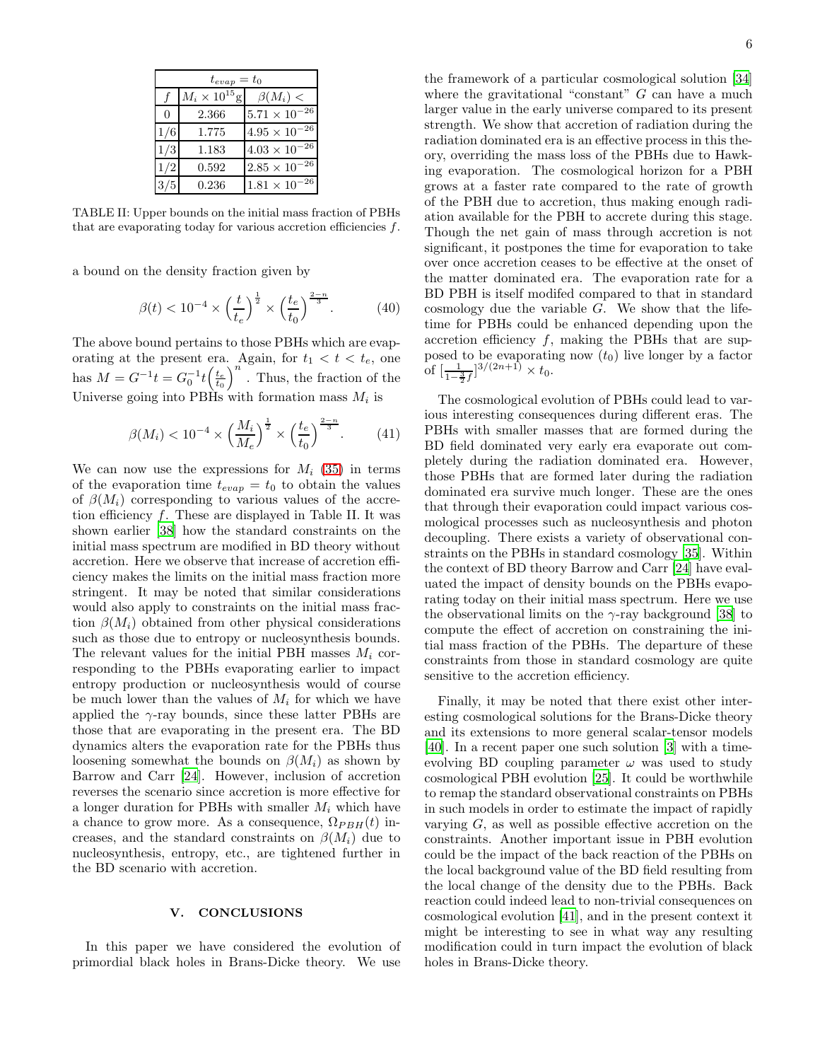| $t_{evap} = t_0$ | | |
|---|---|---|
| $f$ | $M_i \times 10^{15}$g | $\beta(M_i) <$ |
| 0 | 2.366 | $5.71 \times 10^{-26}$ |
| 1/6 | 1.775 | $4.95 \times 10^{-26}$ |
| 1/3 | 1.183 | $4.03 \times 10^{-26}$ |
| 1/2 | 0.592 | $2.85 \times 10^{-26}$ |
| 3/5 | 0.236 | $1.81 \times 10^{-26}$ |

TABLE II: Upper bounds on the initial mass fraction of PBHs that are evaporating today for various accretion efficiencies $f$.

a bound on the density fraction given by

$$\beta(t) < 10^{-4} \times \left(\frac{t}{t_e}\right)^{\frac{1}{2}} \times \left(\frac{t_e}{t_0}\right)^{\frac{2-n}{3}}. \qquad (40)$$

The above bound pertains to those PBHs which are evaporating at the present era. Again, for $t_1 < t < t_e$, one has $M = G^{-1}t = G_0^{-1}t\left(\frac{t_e}{t_0}\right)^n$. Thus, the fraction of the Universe going into PBHs with formation mass $M_i$ is

$$\beta(M_i) < 10^{-4} \times \left(\frac{M_i}{M_e}\right)^{\frac{1}{2}} \times \left(\frac{t_e}{t_0}\right)^{\frac{2-n}{3}}. \qquad (41)$$

We can now use the expressions for $M_i$ (35) in terms of the evaporation time $t_{evap} = t_0$ to obtain the values of $\beta(M_i)$ corresponding to various values of the accretion efficiency $f$. These are displayed in Table II. It was shown earlier [38] how the standard constraints on the initial mass spectrum are modified in BD theory without accretion. Here we observe that increase of accretion efficiency makes the limits on the initial mass fraction more stringent. It may be noted that similar considerations would also apply to constraints on the initial mass fraction $\beta(M_i)$ obtained from other physical considerations such as those due to entropy or nucleosynthesis bounds. The relevant values for the initial PBH masses $M_i$ corresponding to the PBHs evaporating earlier to impact entropy production or nucleosynthesis would of course be much lower than the values of $M_i$ for which we have applied the $\gamma$-ray bounds, since these latter PBHs are those that are evaporating in the present era. The BD dynamics alters the evaporation rate for the PBHs thus loosening somewhat the bounds on $\beta(M_i)$ as shown by Barrow and Carr [24]. However, inclusion of accretion reverses the scenario since accretion is more effective for a longer duration for PBHs with smaller $M_i$ which have a chance to grow more. As a consequence, $\Omega_{PBH}(t)$ increases, and the standard constraints on $\beta(M_i)$ due to nucleosynthesis, entropy, etc., are tightened further in the BD scenario with accretion.

## V. CONCLUSIONS

In this paper we have considered the evolution of primordial black holes in Brans-Dicke theory. We use the framework of a particular cosmological solution [34] where the gravitational "constant" $G$ can have a much larger value in the early universe compared to its present strength. We show that accretion of radiation during the radiation dominated era is an effective process in this theory, overriding the mass loss of the PBHs due to Hawking evaporation. The cosmological horizon for a PBH grows at a faster rate compared to the rate of growth of the PBH due to accretion, thus making enough radiation available for the PBH to accrete during this stage. Though the net gain of mass through accretion is not significant, it postpones the time for evaporation to take over once accretion ceases to be effective at the onset of the matter dominated era. The evaporation rate for a BD PBH is itself modifed compared to that in standard cosmology due the variable $G$. We show that the lifetime for PBHs could be enhanced depending upon the accretion efficiency $f$, making the PBHs that are supposed to be evaporating now ($t_0$) live longer by a factor of $[\frac{1}{1-\frac{3}{2}f}]^{3/(2n+1)} \times t_0$.

The cosmological evolution of PBHs could lead to various interesting consequences during different eras. The PBHs with smaller masses that are formed during the BD field dominated very early era evaporate out completely during the radiation dominated era. However, those PBHs that are formed later during the radiation dominated era survive much longer. These are the ones that through their evaporation could impact various cosmological processes such as nucleosynthesis and photon decoupling. There exists a variety of observational constraints on the PBHs in standard cosmology [35]. Within the context of BD theory Barrow and Carr [24] have evaluated the impact of density bounds on the PBHs evaporating today on their initial mass spectrum. Here we use the observational limits on the $\gamma$-ray background [38] to compute the effect of accretion on constraining the initial mass fraction of the PBHs. The departure of these constraints from those in standard cosmology are quite sensitive to the accretion efficiency.

Finally, it may be noted that there exist other interesting cosmological solutions for the Brans-Dicke theory and its extensions to more general scalar-tensor models [40]. In a recent paper one such solution [3] with a time-evolving BD coupling parameter $\omega$ was used to study cosmological PBH evolution [25]. It could be worthwhile to remap the standard observational constraints on PBHs in such models in order to estimate the impact of rapidly varying $G$, as well as possible effective accretion on the constraints. Another important issue in PBH evolution could be the impact of the back reaction of the PBHs on the local background value of the BD field resulting from the local change of the density due to the PBHs. Back reaction could indeed lead to non-trivial consequences on cosmological evolution [41], and in the present context it might be interesting to see in what way any resulting modification could in turn impact the evolution of black holes in Brans-Dicke theory.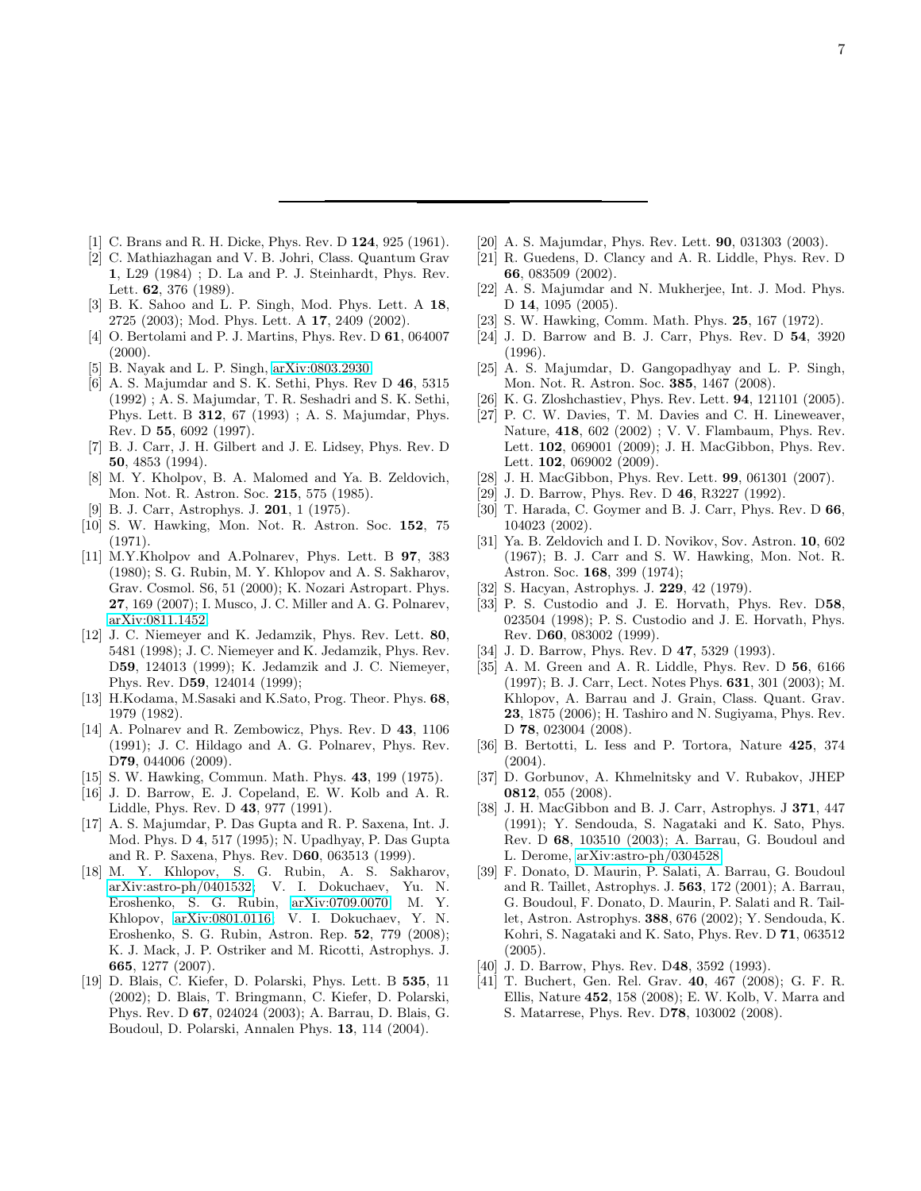---

[1] C. Brans and R. H. Dicke, Phys. Rev. D **124**, 925 (1961).

[2] C. Mathiazhagan and V. B. Johri, Class. Quantum Grav **1**, L29 (1984) ; D. La and P. J. Steinhardt, Phys. Rev. Lett. **62**, 376 (1989).

[3] B. K. Sahoo and L. P. Singh, Mod. Phys. Lett. A **18**, 2725 (2003); Mod. Phys. Lett. A **17**, 2409 (2002).

[4] O. Bertolami and P. J. Martins, Phys. Rev. D **61**, 064007 (2000).

[5] B. Nayak and L. P. Singh, arXiv:0803.2930

[6] A. S. Majumdar and S. K. Sethi, Phys. Rev D **46**, 5315 (1992) ; A. S. Majumdar, T. R. Seshadri and S. K. Sethi, Phys. Lett. B **312**, 67 (1993) ; A. S. Majumdar, Phys. Rev. D **55**, 6092 (1997).

[7] B. J. Carr, J. H. Gilbert and J. E. Lidsey, Phys. Rev. D **50**, 4853 (1994).

[8] M. Y. Kholpov, B. A. Malomed and Ya. B. Zeldovich, Mon. Not. R. Astron. Soc. **215**, 575 (1985).

[9] B. J. Carr, Astrophys. J. **201**, 1 (1975).

[10] S. W. Hawking, Mon. Not. R. Astron. Soc. **152**, 75 (1971).

[11] M.Y.Kholpov and A.Polnarev, Phys. Lett. B **97**, 383 (1980); S. G. Rubin, M. Y. Khlopov and A. S. Sakharov, Grav. Cosmol. S6, 51 (2000); K. Nozari Astropart. Phys. **27**, 169 (2007); I. Musco, J. C. Miller and A. G. Polnarev, arXiv:0811.1452

[12] J. C. Niemeyer and K. Jedamzik, Phys. Rev. Lett. **80**, 5481 (1998); J. C. Niemeyer and K. Jedamzik, Phys. Rev. D**59**, 124013 (1999); K. Jedamzik and J. C. Niemeyer, Phys. Rev. D**59**, 124014 (1999);

[13] H.Kodama, M.Sasaki and K.Sato, Prog. Theor. Phys. **68**, 1979 (1982).

[14] A. Polnarev and R. Zembowicz, Phys. Rev. D **43**, 1106 (1991); J. C. Hildago and A. G. Polnarev, Phys. Rev. D**79**, 044006 (2009).

[15] S. W. Hawking, Commun. Math. Phys. **43**, 199 (1975).

[16] J. D. Barrow, E. J. Copeland, E. W. Kolb and A. R. Liddle, Phys. Rev. D **43**, 977 (1991).

[17] A. S. Majumdar, P. Das Gupta and R. P. Saxena, Int. J. Mod. Phys. D **4**, 517 (1995); N. Upadhyay, P. Das Gupta and R. P. Saxena, Phys. Rev. D**60**, 063513 (1999).

[18] M. Y. Khlopov, S. G. Rubin, A. S. Sakharov, arXiv:astro-ph/0401532; V. I. Dokuchaev, Yu. N. Eroshenko, S. G. Rubin, arXiv:0709.0070; M. Y. Khlopov, arXiv:0801.0116; V. I. Dokuchaev, Y. N. Eroshenko, S. G. Rubin, Astron. Rep. **52**, 779 (2008); K. J. Mack, J. P. Ostriker and M. Ricotti, Astrophys. J. **665**, 1277 (2007).

[19] D. Blais, C. Kiefer, D. Polarski, Phys. Lett. B **535**, 11 (2002); D. Blais, T. Bringmann, C. Kiefer, D. Polarski, Phys. Rev. D **67**, 024024 (2003); A. Barrau, D. Blais, G. Boudoul, D. Polarski, Annalen Phys. **13**, 114 (2004).

[20] A. S. Majumdar, Phys. Rev. Lett. **90**, 031303 (2003).

[21] R. Guedens, D. Clancy and A. R. Liddle, Phys. Rev. D **66**, 083509 (2002).

[22] A. S. Majumdar and N. Mukherjee, Int. J. Mod. Phys. D **14**, 1095 (2005).

[23] S. W. Hawking, Comm. Math. Phys. **25**, 167 (1972).

[24] J. D. Barrow and B. J. Carr, Phys. Rev. D **54**, 3920 (1996).

[25] A. S. Majumdar, D. Gangopadhyay and L. P. Singh, Mon. Not. R. Astron. Soc. **385**, 1467 (2008).

[26] K. G. Zloshchastiev, Phys. Rev. Lett. **94**, 121101 (2005).

[27] P. C. W. Davies, T. M. Davies and C. H. Lineweaver, Nature, **418**, 602 (2002) ; V. V. Flambaum, Phys. Rev. Lett. **102**, 069001 (2009); J. H. MacGibbon, Phys. Rev. Lett. **102**, 069002 (2009).

[28] J. H. MacGibbon, Phys. Rev. Lett. **99**, 061301 (2007).

[29] J. D. Barrow, Phys. Rev. D **46**, R3227 (1992).

[30] T. Harada, C. Goymer and B. J. Carr, Phys. Rev. D **66**, 104023 (2002).

[31] Ya. B. Zeldovich and I. D. Novikov, Sov. Astron. **10**, 602 (1967); B. J. Carr and S. W. Hawking, Mon. Not. R. Astron. Soc. **168**, 399 (1974);

[32] S. Hacyan, Astrophys. J. **229**, 42 (1979).

[33] P. S. Custodio and J. E. Horvath, Phys. Rev. D**58**, 023504 (1998); P. S. Custodio and J. E. Horvath, Phys. Rev. D**60**, 083002 (1999).

[34] J. D. Barrow, Phys. Rev. D **47**, 5329 (1993).

[35] A. M. Green and A. R. Liddle, Phys. Rev. D **56**, 6166 (1997); B. J. Carr, Lect. Notes Phys. **631**, 301 (2003); M. Khlopov, A. Barrau and J. Grain, Class. Quant. Grav. **23**, 1875 (2006); H. Tashiro and N. Sugiyama, Phys. Rev. D **78**, 023004 (2008).

[36] B. Bertotti, L. Iess and P. Tortora, Nature **425**, 374 (2004).

[37] D. Gorbunov, A. Khmelnitsky and V. Rubakov, JHEP **0812**, 055 (2008).

[38] J. H. MacGibbon and B. J. Carr, Astrophys. J **371**, 447 (1991); Y. Sendouda, S. Nagataki and K. Sato, Phys. Rev. D **68**, 103510 (2003); A. Barrau, G. Boudoul and L. Derome, arXiv:astro-ph/0304528

[39] F. Donato, D. Maurin, P. Salati, A. Barrau, G. Boudoul and R. Taillet, Astrophys. J. **563**, 172 (2001); A. Barrau, G. Boudoul, F. Donato, D. Maurin, P. Salati and R. Taillet, Astron. Astrophys. **388**, 676 (2002); Y. Sendouda, K. Kohri, S. Nagataki and K. Sato, Phys. Rev. D **71**, 063512 (2005).

[40] J. D. Barrow, Phys. Rev. D**48**, 3592 (1993).

[41] T. Buchert, Gen. Rel. Grav. **40**, 467 (2008); G. F. R. Ellis, Nature **452**, 158 (2008); E. W. Kolb, V. Marra and S. Matarrese, Phys. Rev. D**78**, 103002 (2008).